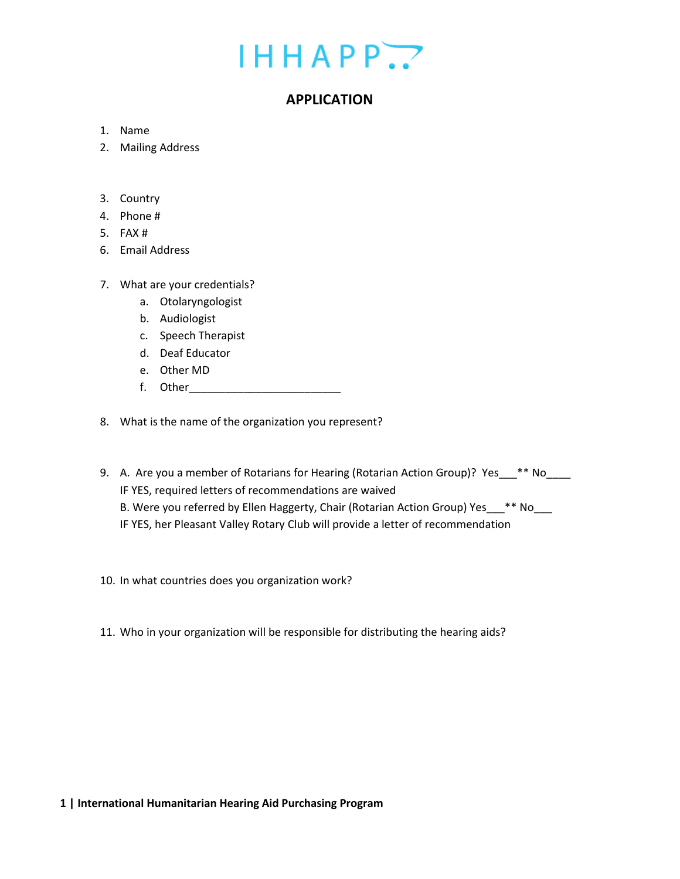IHHAPP

# APPLICATION

1. Name
2. Mailing Address

3. Country
4. Phone #
5. FAX #
6. Email Address

7. What are your credentials?
   a. Otolaryngologist
   b. Audiologist
   c. Speech Therapist
   d. Deaf Educator
   e. Other MD
   f. Other_________________________

8. What is the name of the organization you represent?

9. A. Are you a member of Rotarians for Hearing (Rotarian Action Group)? Yes___** No____
   IF YES, required letters of recommendations are waived
   B. Were you referred by Ellen Haggerty, Chair (Rotarian Action Group) Yes___** No___
   IF YES, her Pleasant Valley Rotary Club will provide a letter of recommendation

10. In what countries does you organization work?

11. Who in your organization will be responsible for distributing the hearing aids?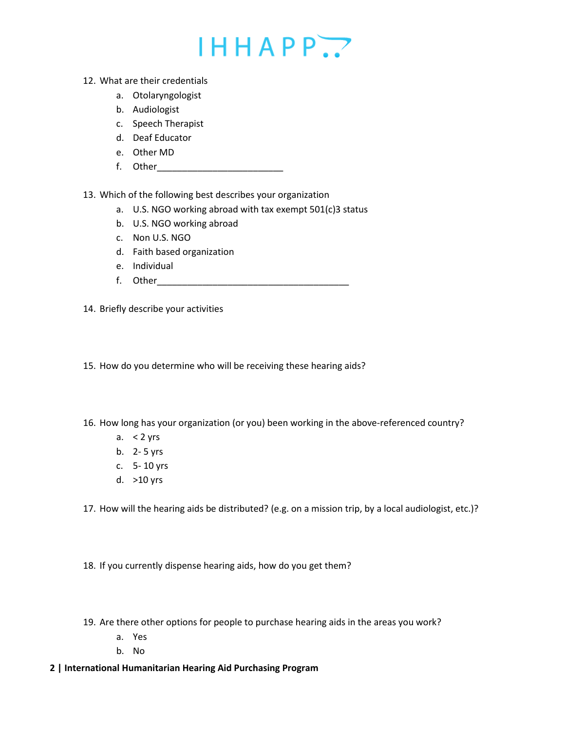12. What are their credentials
    a. Otolaryngologist
    b. Audiologist
    c. Speech Therapist
    d. Deaf Educator
    e. Other MD
    f. Other________________________

13. Which of the following best describes your organization
    a. U.S. NGO working abroad with tax exempt 501(c)3 status
    b. U.S. NGO working abroad
    c. Non U.S. NGO
    d. Faith based organization
    e. Individual
    f. Other____________________________________

14. Briefly describe your activities

15. How do you determine who will be receiving these hearing aids?

16. How long has your organization (or you) been working in the above-referenced country?
    a. < 2 yrs
    b. 2- 5 yrs
    c. 5- 10 yrs
    d. >10 yrs

17. How will the hearing aids be distributed? (e.g. on a mission trip, by a local audiologist, etc.)?

18. If you currently dispense hearing aids, how do you get them?

19. Are there other options for people to purchase hearing aids in the areas you work?
    a. Yes
    b. No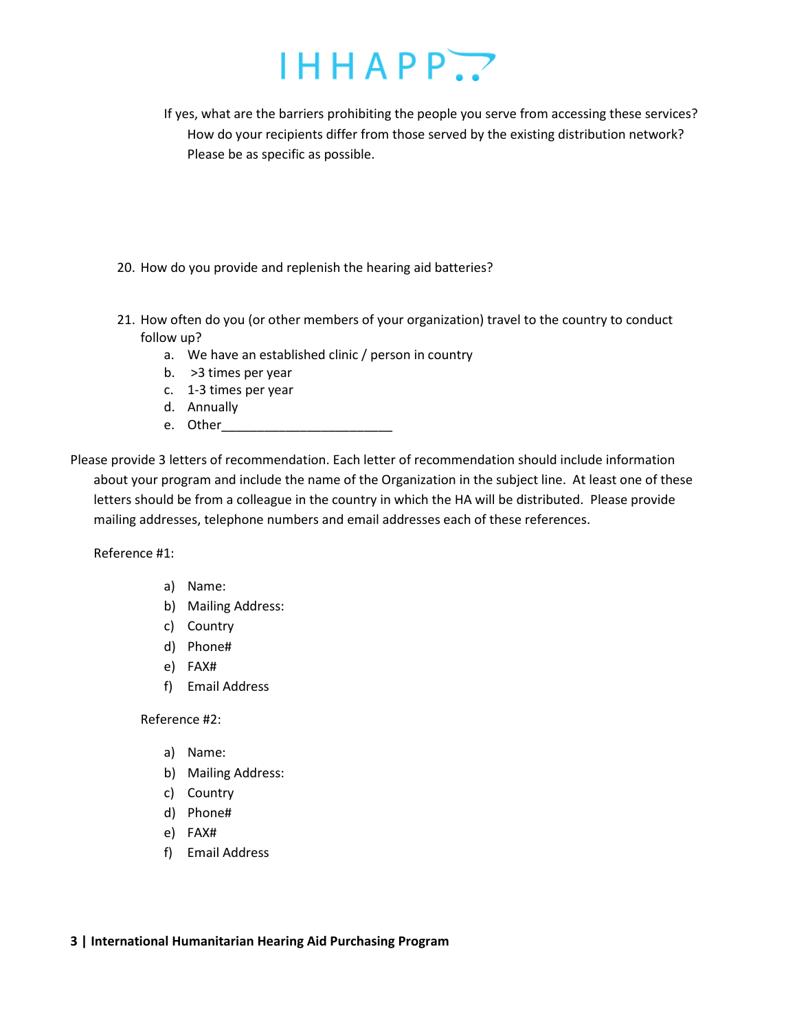If yes, what are the barriers prohibiting the people you serve from accessing these services? How do your recipients differ from those served by the existing distribution network? Please be as specific as possible.

20. How do you provide and replenish the hearing aid batteries?

21. How often do you (or other members of your organization) travel to the country to conduct follow up?
    a. We have an established clinic / person in country
    b. >3 times per year
    c. 1-3 times per year
    d. Annually
    e. Other________________________

Please provide 3 letters of recommendation. Each letter of recommendation should include information about your program and include the name of the Organization in the subject line. At least one of these letters should be from a colleague in the country in which the HA will be distributed. Please provide mailing addresses, telephone numbers and email addresses each of these references.

Reference #1:

a) Name:
b) Mailing Address:
c) Country
d) Phone#
e) FAX#
f) Email Address

Reference #2:

a) Name:
b) Mailing Address:
c) Country
d) Phone#
e) FAX#
f) Email Address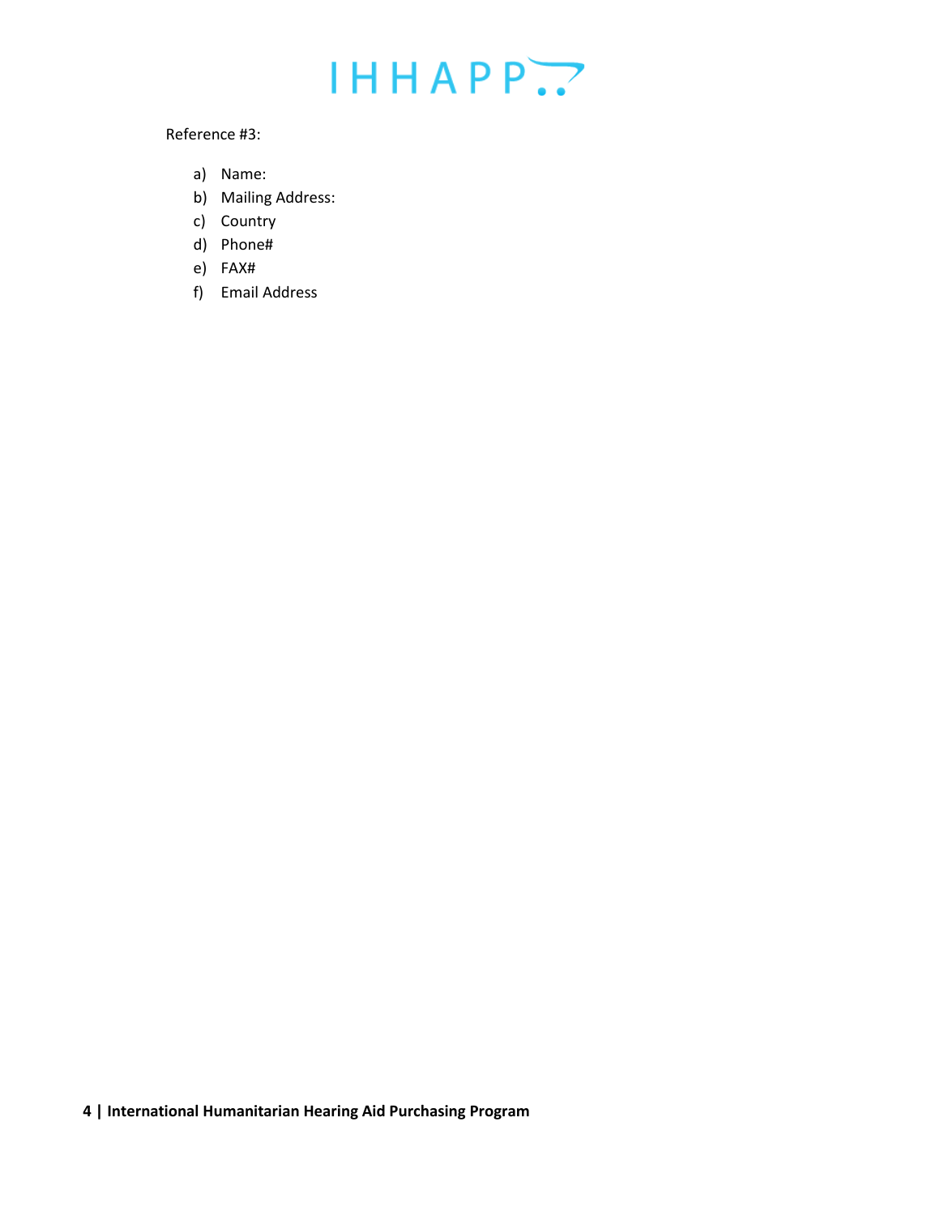Reference #3:

a) Name:
b) Mailing Address:
c) Country
d) Phone#
e) FAX#
f) Email Address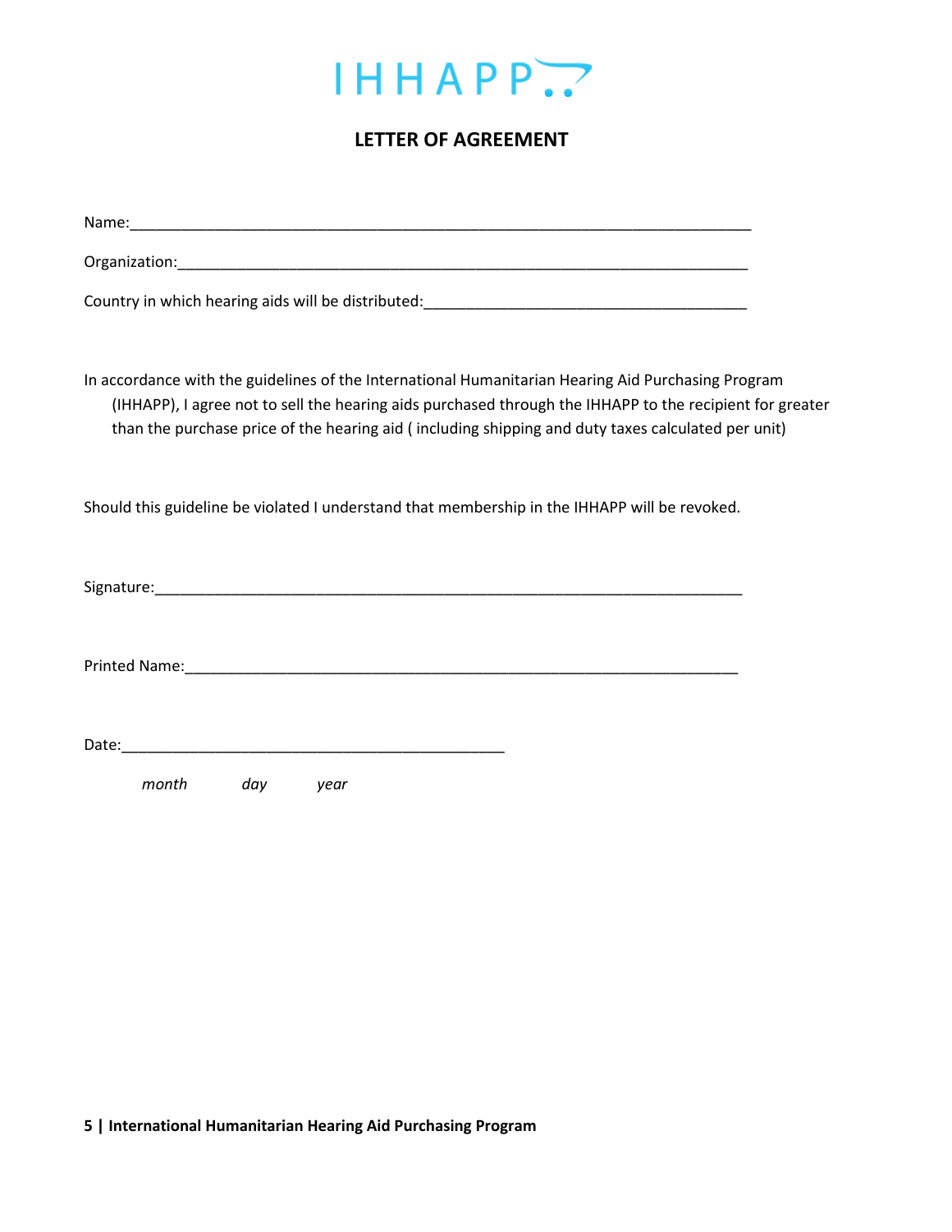IHHAPP

# LETTER OF AGREEMENT

Name:___________________________________________________________________________

Organization:_____________________________________________________________________

Country in which hearing aids will be distributed:______________________________________

In accordance with the guidelines of the International Humanitarian Hearing Aid Purchasing Program (IHHAPP), I agree not to sell the hearing aids purchased through the IHHAPP to the recipient for greater than the purchase price of the hearing aid ( including shipping and duty taxes calculated per unit)

Should this guideline be violated I understand that membership in the IHHAPP will be revoked.

Signature:_______________________________________________________________________

Printed Name:____________________________________________________________________

Date:______________________________________________

*month* *day* *year*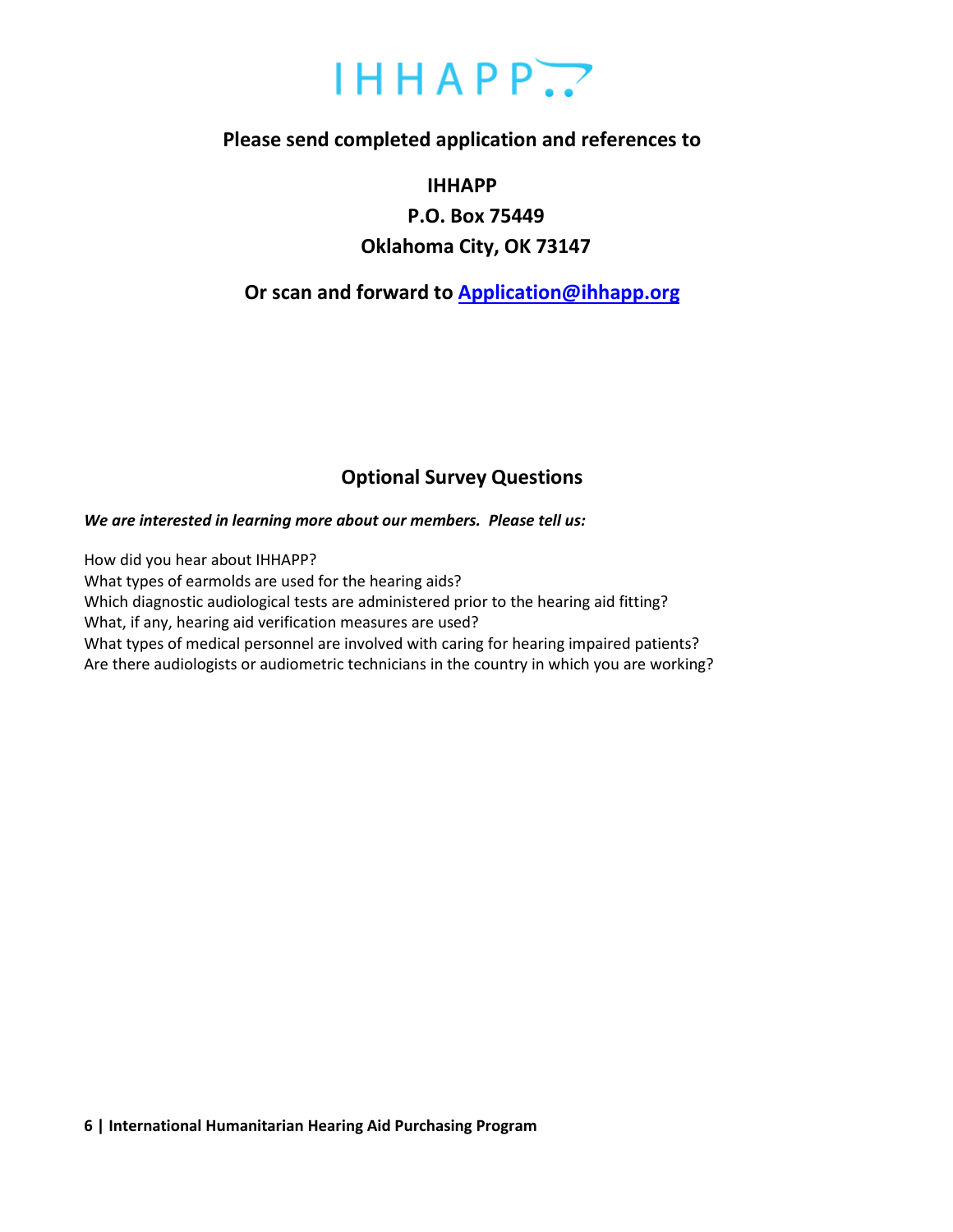# IHHAPP

**Please send completed application and references to**

**IHHAPP**
**P.O. Box 75449**
**Oklahoma City, OK 73147**

**Or scan and forward to [Application@ihhapp.org](mailto:Application@ihhapp.org)**

## Optional Survey Questions

***We are interested in learning more about our members. Please tell us:***

How did you hear about IHHAPP?
What types of earmolds are used for the hearing aids?
Which diagnostic audiological tests are administered prior to the hearing aid fitting?
What, if any, hearing aid verification measures are used?
What types of medical personnel are involved with caring for hearing impaired patients?
Are there audiologists or audiometric technicians in the country in which you are working?